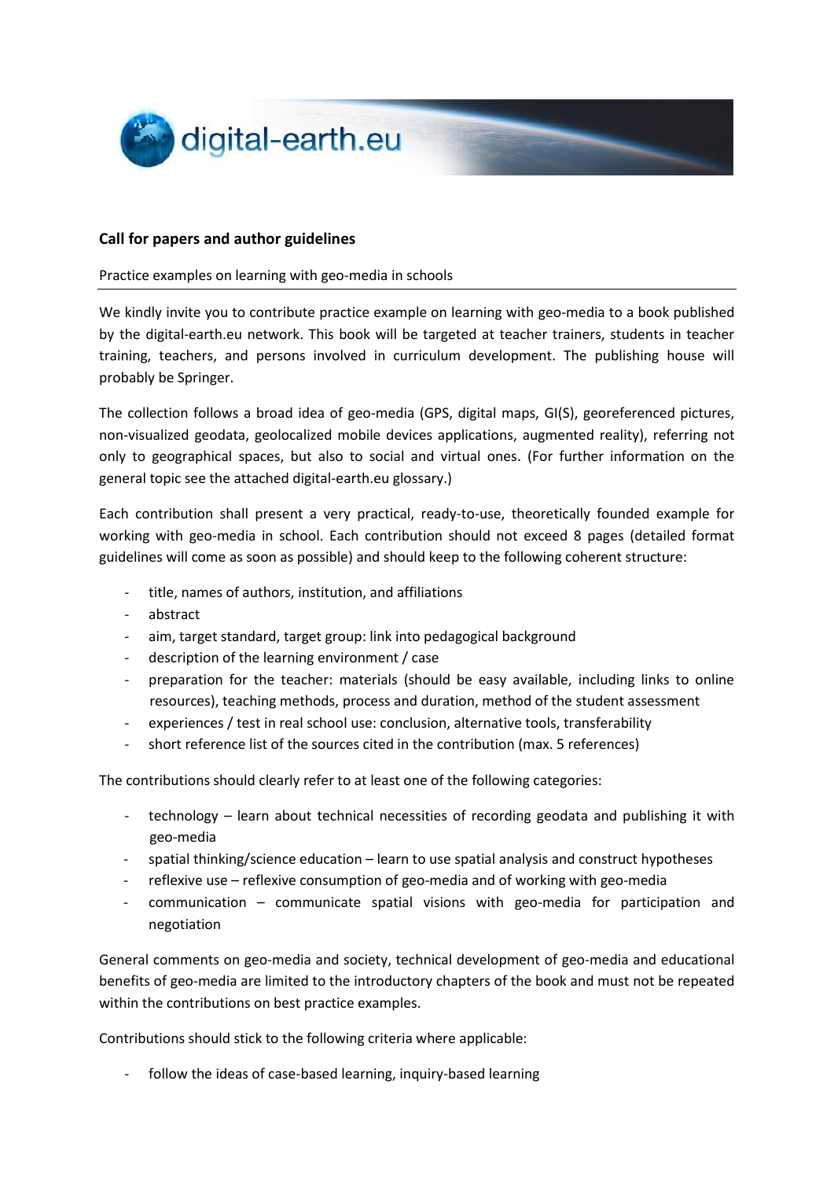digital-earth.eu

## Call for papers and author guidelines

Practice examples on learning with geo-media in schools

We kindly invite you to contribute practice example on learning with geo-media to a book published by the digital-earth.eu network. This book will be targeted at teacher trainers, students in teacher training, teachers, and persons involved in curriculum development. The publishing house will probably be Springer.

The collection follows a broad idea of geo-media (GPS, digital maps, GI(S), georeferenced pictures, non-visualized geodata, geolocalized mobile devices applications, augmented reality), referring not only to geographical spaces, but also to social and virtual ones. (For further information on the general topic see the attached digital-earth.eu glossary.)

Each contribution shall present a very practical, ready-to-use, theoretically founded example for working with geo-media in school. Each contribution should not exceed 8 pages (detailed format guidelines will come as soon as possible) and should keep to the following coherent structure:

- title, names of authors, institution, and affiliations
- abstract
- aim, target standard, target group: link into pedagogical background
- description of the learning environment / case
- preparation for the teacher: materials (should be easy available, including links to online resources), teaching methods, process and duration, method of the student assessment
- experiences / test in real school use: conclusion, alternative tools, transferability
- short reference list of the sources cited in the contribution (max. 5 references)

The contributions should clearly refer to at least one of the following categories:

- technology – learn about technical necessities of recording geodata and publishing it with geo-media
- spatial thinking/science education – learn to use spatial analysis and construct hypotheses
- reflexive use – reflexive consumption of geo-media and of working with geo-media
- communication – communicate spatial visions with geo-media for participation and negotiation

General comments on geo-media and society, technical development of geo-media and educational benefits of geo-media are limited to the introductory chapters of the book and must not be repeated within the contributions on best practice examples.

Contributions should stick to the following criteria where applicable:

- follow the ideas of case-based learning, inquiry-based learning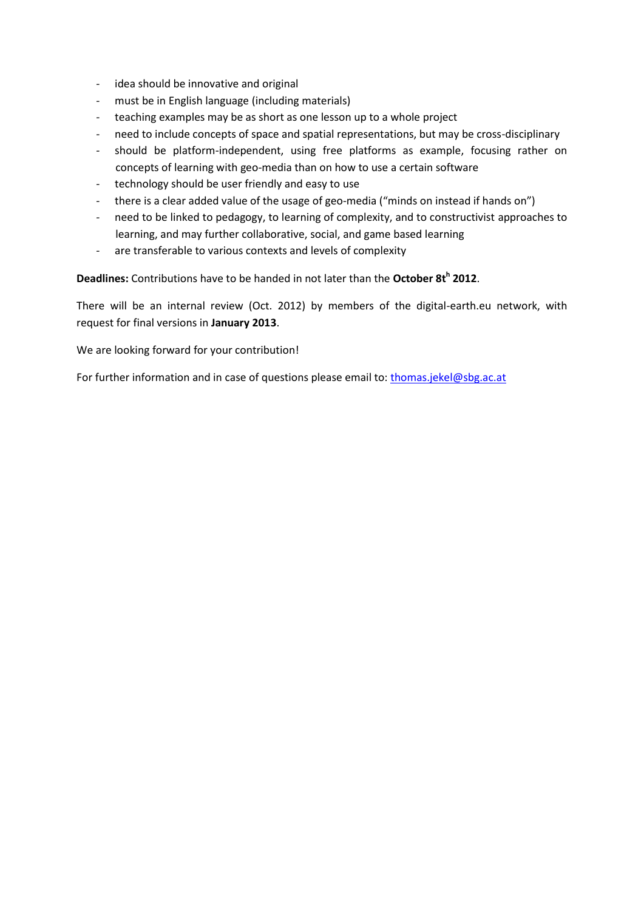- idea should be innovative and original
- must be in English language (including materials)
- teaching examples may be as short as one lesson up to a whole project
- need to include concepts of space and spatial representations, but may be cross-disciplinary
- should be platform-independent, using free platforms as example, focusing rather on concepts of learning with geo-media than on how to use a certain software
- technology should be user friendly and easy to use
- there is a clear added value of the usage of geo-media ("minds on instead if hands on")
- need to be linked to pedagogy, to learning of complexity, and to constructivist approaches to learning, and may further collaborative, social, and game based learning
- are transferable to various contexts and levels of complexity

**Deadlines:** Contributions have to be handed in not later than the **October 8t$^{h}$ 2012**.

There will be an internal review (Oct. 2012) by members of the digital-earth.eu network, with request for final versions in **January 2013**.

We are looking forward for your contribution!

For further information and in case of questions please email to: thomas.jekel@sbg.ac.at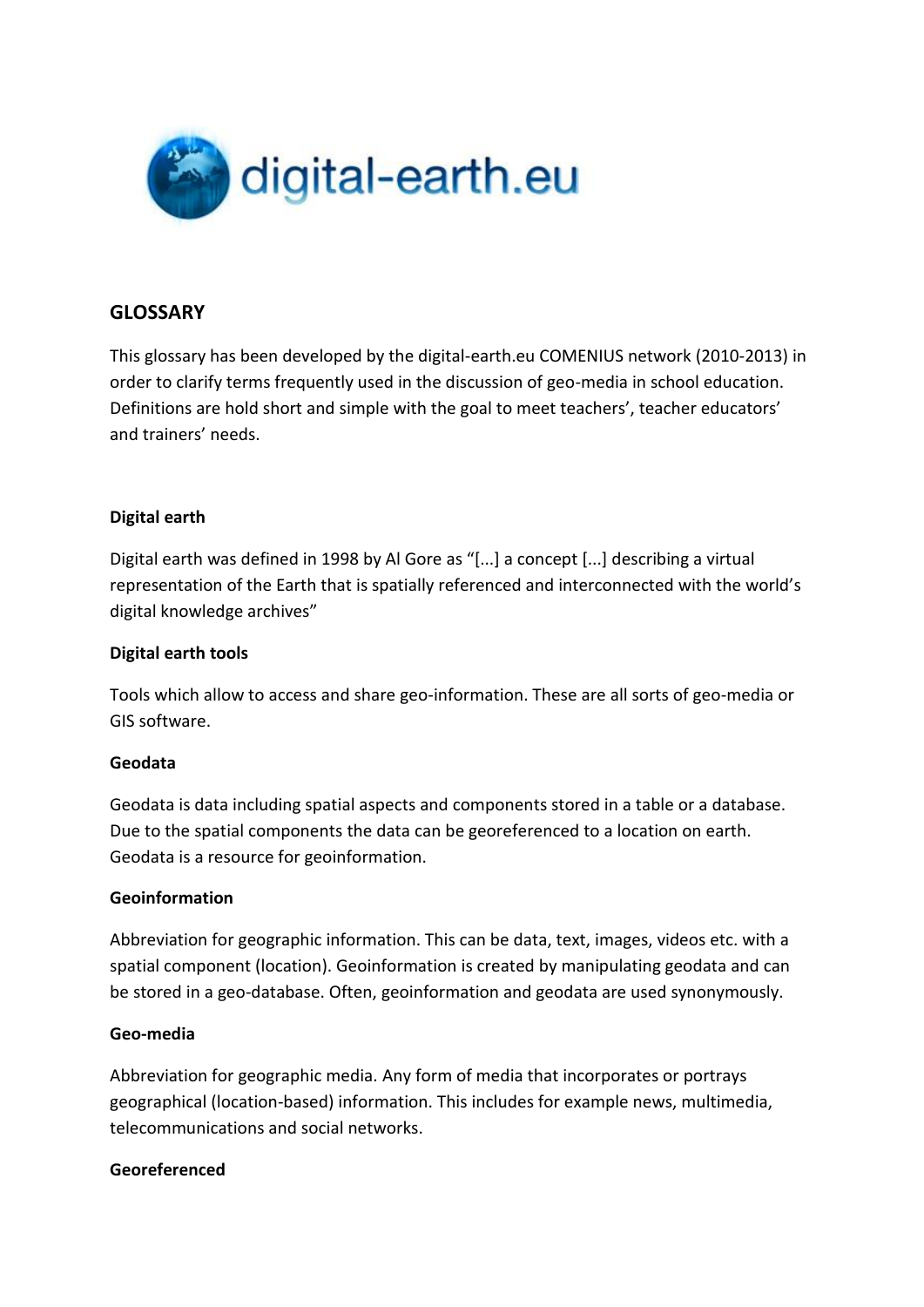## GLOSSARY

This glossary has been developed by the digital-earth.eu COMENIUS network (2010-2013) in order to clarify terms frequently used in the discussion of geo-media in school education. Definitions are hold short and simple with the goal to meet teachers', teacher educators' and trainers' needs.

**Digital earth**

Digital earth was defined in 1998 by Al Gore as "[...] a concept [...] describing a virtual representation of the Earth that is spatially referenced and interconnected with the world's digital knowledge archives"

**Digital earth tools**

Tools which allow to access and share geo-information. These are all sorts of geo-media or GIS software.

**Geodata**

Geodata is data including spatial aspects and components stored in a table or a database. Due to the spatial components the data can be georeferenced to a location on earth. Geodata is a resource for geoinformation.

**Geoinformation**

Abbreviation for geographic information. This can be data, text, images, videos etc. with a spatial component (location). Geoinformation is created by manipulating geodata and can be stored in a geo-database. Often, geoinformation and geodata are used synonymously.

**Geo-media**

Abbreviation for geographic media. Any form of media that incorporates or portrays geographical (location-based) information. This includes for example news, multimedia, telecommunications and social networks.

**Georeferenced**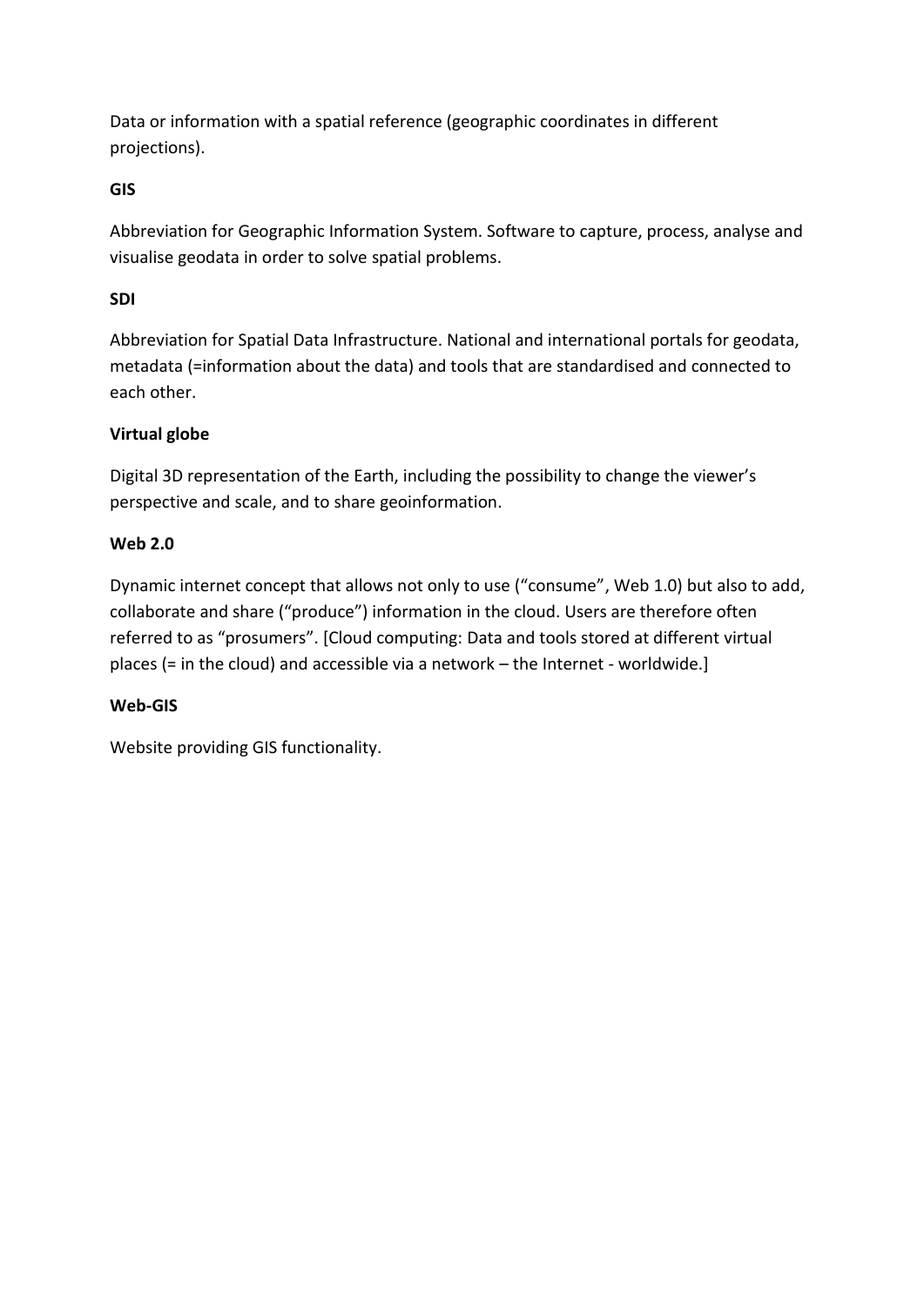Data or information with a spatial reference (geographic coordinates in different projections).

**GIS**

Abbreviation for Geographic Information System. Software to capture, process, analyse and visualise geodata in order to solve spatial problems.

**SDI**

Abbreviation for Spatial Data Infrastructure. National and international portals for geodata, metadata (=information about the data) and tools that are standardised and connected to each other.

**Virtual globe**

Digital 3D representation of the Earth, including the possibility to change the viewer's perspective and scale, and to share geoinformation.

**Web 2.0**

Dynamic internet concept that allows not only to use ("consume", Web 1.0) but also to add, collaborate and share ("produce") information in the cloud. Users are therefore often referred to as "prosumers". [Cloud computing: Data and tools stored at different virtual places (= in the cloud) and accessible via a network – the Internet - worldwide.]

**Web-GIS**

Website providing GIS functionality.